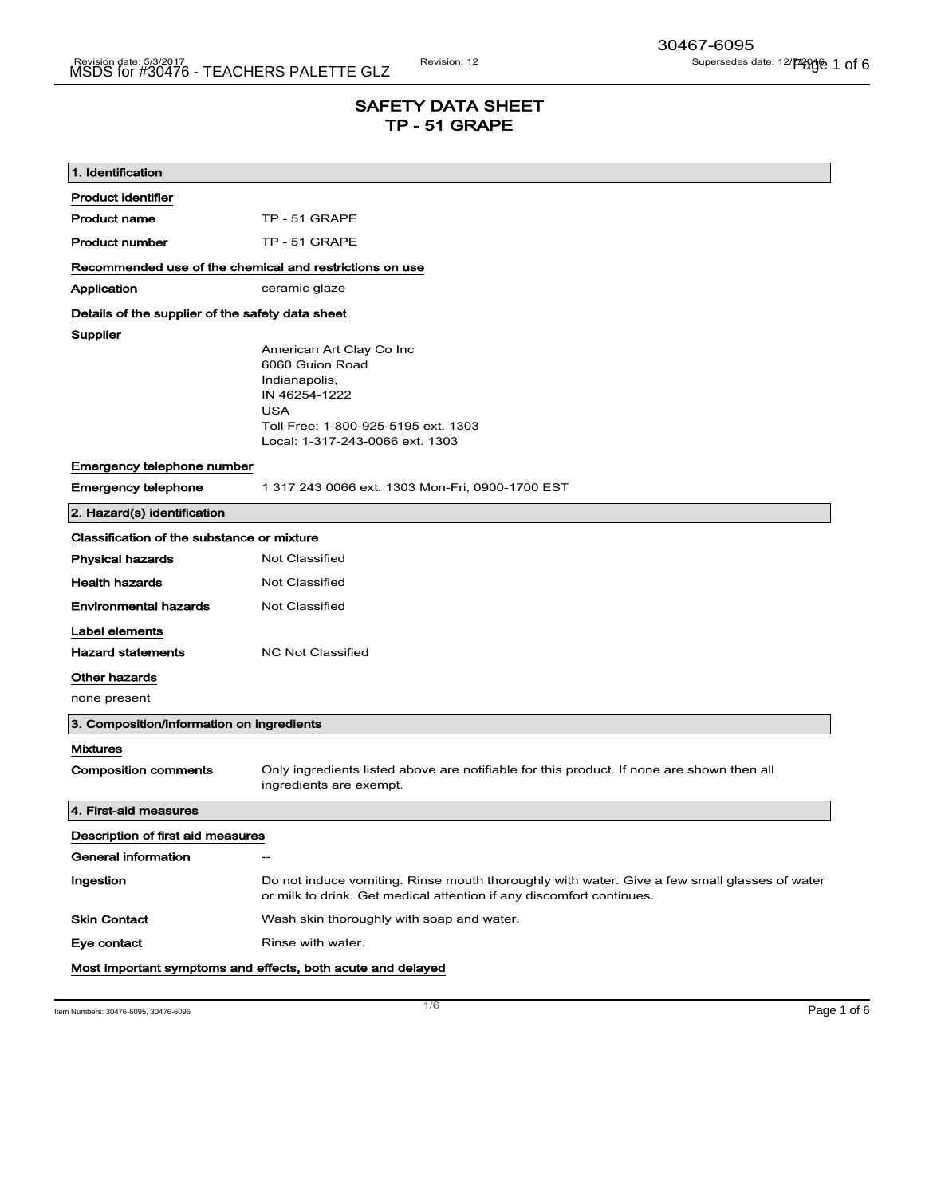# SAFETY DATA SHEET
# TP - 51 GRAPE

## 1. Identification

**Product identifier**

| | |
|---|---|
| **Product name** | TP - 51 GRAPE |
| **Product number** | TP - 51 GRAPE |

**Recommended use of the chemical and restrictions on use**

| | |
|---|---|
| **Application** | ceramic glaze |

**Details of the supplier of the safety data sheet**

**Supplier**

American Art Clay Co Inc
6060 Guion Road
Indianapolis,
IN 46254-1222
USA
Toll Free: 1-800-925-5195 ext. 1303
Local: 1-317-243-0066 ext. 1303

**Emergency telephone number**

| | |
|---|---|
| **Emergency telephone** | 1 317 243 0066 ext. 1303 Mon-Fri, 0900-1700 EST |

## 2. Hazard(s) identification

**Classification of the substance or mixture**

| | |
|---|---|
| **Physical hazards** | Not Classified |
| **Health hazards** | Not Classified |
| **Environmental hazards** | Not Classified |

**Label elements**

| | |
|---|---|
| **Hazard statements** | NC Not Classified |

**Other hazards**

none present

## 3. Composition/information on ingredients

**Mixtures**

| | |
|---|---|
| **Composition comments** | Only ingredients listed above are notifiable for this product. If none are shown then all ingredients are exempt. |

## 4. First-aid measures

**Description of first aid measures**

| | |
|---|---|
| **General information** | -- |
| **Ingestion** | Do not induce vomiting. Rinse mouth thoroughly with water. Give a few small glasses of water or milk to drink. Get medical attention if any discomfort continues. |
| **Skin Contact** | Wash skin thoroughly with soap and water. |
| **Eye contact** | Rinse with water. |

**Most important symptoms and effects, both acute and delayed**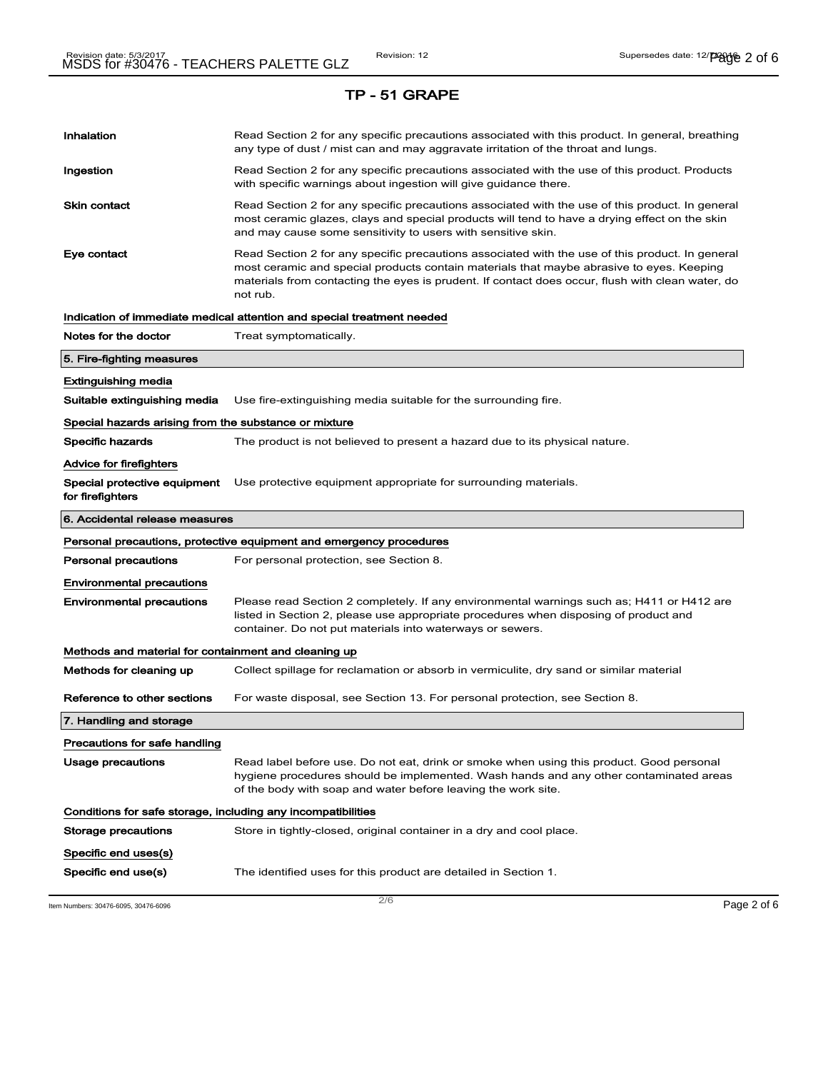## TP - 51 GRAPE

| | |
|---|---|
| **Inhalation** | Read Section 2 for any specific precautions associated with this product. In general, breathing any type of dust / mist can and may aggravate irritation of the throat and lungs. |
| **Ingestion** | Read Section 2 for any specific precautions associated with the use of this product. Products with specific warnings about ingestion will give guidance there. |
| **Skin contact** | Read Section 2 for any specific precautions associated with the use of this product. In general most ceramic glazes, clays and special products will tend to have a drying effect on the skin and may cause some sensitivity to users with sensitive skin. |
| **Eye contact** | Read Section 2 for any specific precautions associated with the use of this product. In general most ceramic and special products contain materials that maybe abrasive to eyes. Keeping materials from contacting the eyes is prudent. If contact does occur, flush with clean water, do not rub. |

**Indication of immediate medical attention and special treatment needed**

| | |
|---|---|
| **Notes for the doctor** | Treat symptomatically. |

### 5. Fire-fighting measures

**Extinguishing media**

| | |
|---|---|
| **Suitable extinguishing media** | Use fire-extinguishing media suitable for the surrounding fire. |

**Special hazards arising from the substance or mixture**

| | |
|---|---|
| **Specific hazards** | The product is not believed to present a hazard due to its physical nature. |

**Advice for firefighters**

| | |
|---|---|
| **Special protective equipment for firefighters** | Use protective equipment appropriate for surrounding materials. |

### 6. Accidental release measures

**Personal precautions, protective equipment and emergency procedures**

| | |
|---|---|
| **Personal precautions** | For personal protection, see Section 8. |

**Environmental precautions**

| | |
|---|---|
| **Environmental precautions** | Please read Section 2 completely. If any environmental warnings such as; H411 or H412 are listed in Section 2, please use appropriate procedures when disposing of product and container. Do not put materials into waterways or sewers. |

**Methods and material for containment and cleaning up**

| | |
|---|---|
| **Methods for cleaning up** | Collect spillage for reclamation or absorb in vermiculite, dry sand or similar material |
| **Reference to other sections** | For waste disposal, see Section 13. For personal protection, see Section 8. |

### 7. Handling and storage

**Precautions for safe handling**

| | |
|---|---|
| **Usage precautions** | Read label before use. Do not eat, drink or smoke when using this product. Good personal hygiene procedures should be implemented. Wash hands and any other contaminated areas of the body with soap and water before leaving the work site. |

**Conditions for safe storage, including any incompatibilities**

| | |
|---|---|
| **Storage precautions** | Store in tightly-closed, original container in a dry and cool place. |

**Specific end uses(s)**

| | |
|---|---|
| **Specific end use(s)** | The identified uses for this product are detailed in Section 1. |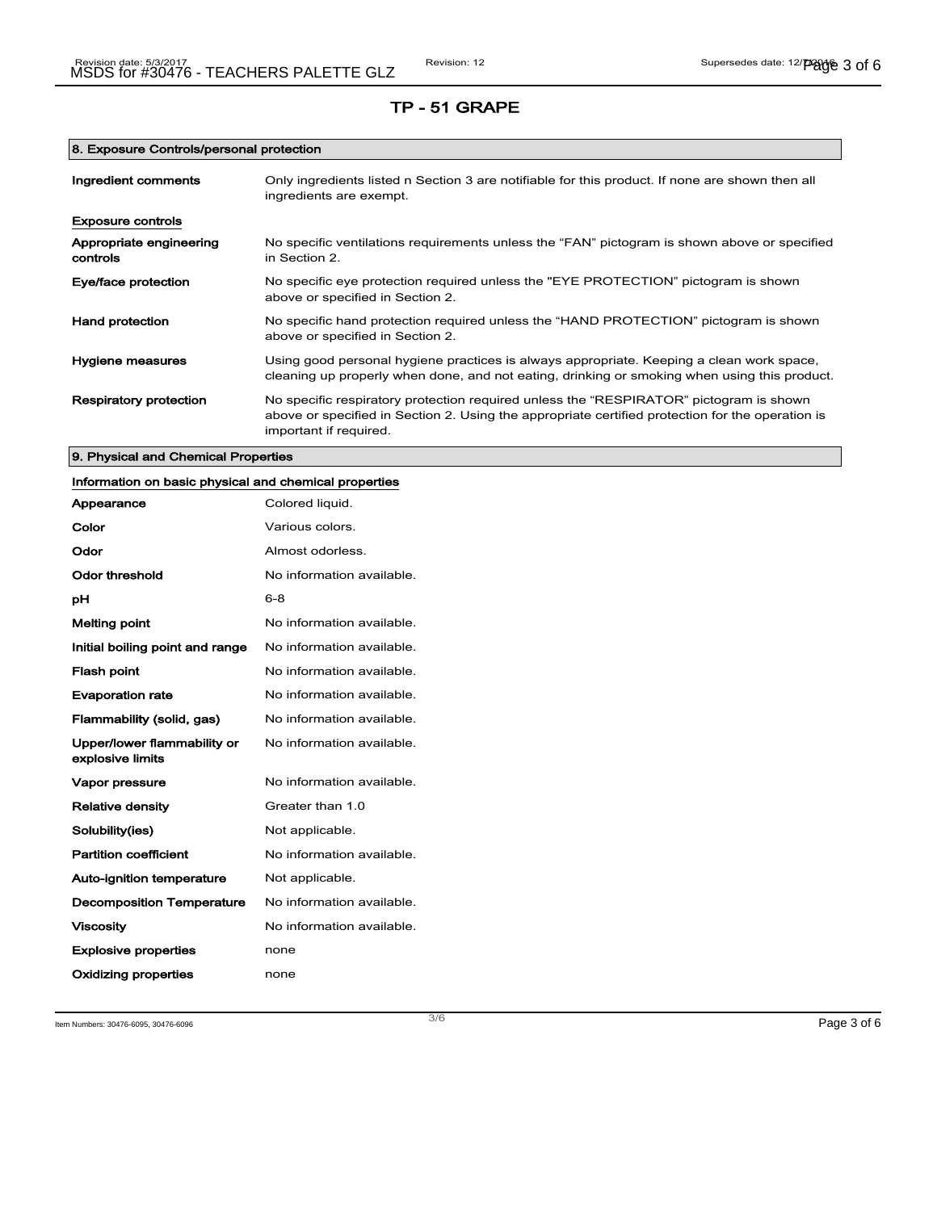# TP - 51 GRAPE

## 8. Exposure Controls/personal protection

| | |
|---|---|
| **Ingredient comments** | Only ingredients listed n Section 3 are notifiable for this product. If none are shown then all ingredients are exempt. |

### Exposure controls

| | |
|---|---|
| **Appropriate engineering controls** | No specific ventilations requirements unless the "FAN" pictogram is shown above or specified in Section 2. |
| **Eye/face protection** | No specific eye protection required unless the "EYE PROTECTION" pictogram is shown above or specified in Section 2. |
| **Hand protection** | No specific hand protection required unless the "HAND PROTECTION" pictogram is shown above or specified in Section 2. |
| **Hygiene measures** | Using good personal hygiene practices is always appropriate. Keeping a clean work space, cleaning up properly when done, and not eating, drinking or smoking when using this product. |
| **Respiratory protection** | No specific respiratory protection required unless the "RESPIRATOR" pictogram is shown above or specified in Section 2. Using the appropriate certified protection for the operation is important if required. |

## 9. Physical and Chemical Properties

### Information on basic physical and chemical properties

| | |
|---|---|
| **Appearance** | Colored liquid. |
| **Color** | Various colors. |
| **Odor** | Almost odorless. |
| **Odor threshold** | No information available. |
| **pH** | 6-8 |
| **Melting point** | No information available. |
| **Initial boiling point and range** | No information available. |
| **Flash point** | No information available. |
| **Evaporation rate** | No information available. |
| **Flammability (solid, gas)** | No information available. |
| **Upper/lower flammability or explosive limits** | No information available. |
| **Vapor pressure** | No information available. |
| **Relative density** | Greater than 1.0 |
| **Solubility(ies)** | Not applicable. |
| **Partition coefficient** | No information available. |
| **Auto-ignition temperature** | Not applicable. |
| **Decomposition Temperature** | No information available. |
| **Viscosity** | No information available. |
| **Explosive properties** | none |
| **Oxidizing properties** | none |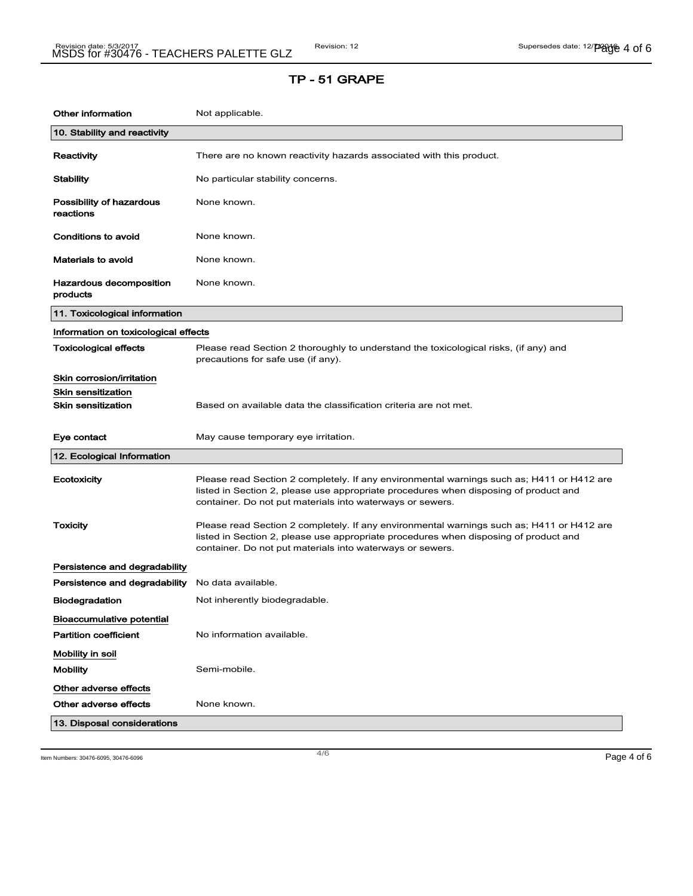## TP - 51 GRAPE

| | |
|---|---|
| **Other information** | Not applicable. |

## 10. Stability and reactivity

| | |
|---|---|
| **Reactivity** | There are no known reactivity hazards associated with this product. |
| **Stability** | No particular stability concerns. |
| **Possibility of hazardous reactions** | None known. |
| **Conditions to avoid** | None known. |
| **Materials to avoid** | None known. |
| **Hazardous decomposition products** | None known. |

## 11. Toxicological information

**Information on toxicological effects**

| | |
|---|---|
| **Toxicological effects** | Please read Section 2 thoroughly to understand the toxicological risks, (if any) and precautions for safe use (if any). |

**Skin corrosion/irritation**

**Skin sensitization**

| | |
|---|---|
| **Skin sensitization** | Based on available data the classification criteria are not met. |
| **Eye contact** | May cause temporary eye irritation. |

## 12. Ecological Information

| | |
|---|---|
| **Ecotoxicity** | Please read Section 2 completely. If any environmental warnings such as; H411 or H412 are listed in Section 2, please use appropriate procedures when disposing of product and container. Do not put materials into waterways or sewers. |
| **Toxicity** | Please read Section 2 completely. If any environmental warnings such as; H411 or H412 are listed in Section 2, please use appropriate procedures when disposing of product and container. Do not put materials into waterways or sewers. |

**Persistence and degradability**

| | |
|---|---|
| **Persistence and degradability** | No data available. |
| **Biodegradation** | Not inherently biodegradable. |

**Bioaccumulative potential**

| | |
|---|---|
| **Partition coefficient** | No information available. |

**Mobility in soil**

| | |
|---|---|
| **Mobility** | Semi-mobile. |

**Other adverse effects**

| | |
|---|---|
| **Other adverse effects** | None known. |

## 13. Disposal considerations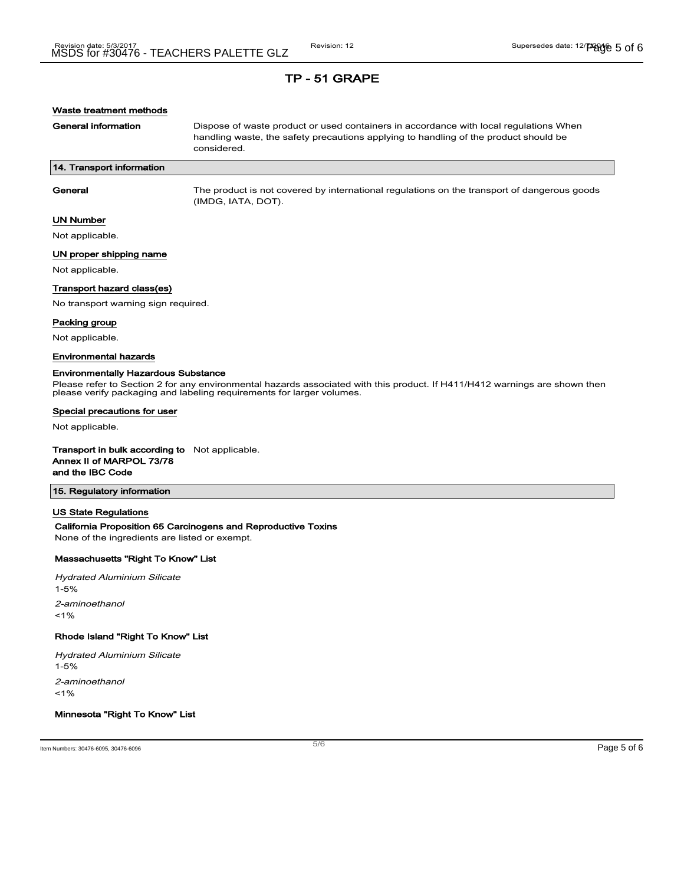# TP - 51 GRAPE

### Waste treatment methods

**General information** Dispose of waste product or used containers in accordance with local regulations When handling waste, the safety precautions applying to handling of the product should be considered.

## 14. Transport information

**General** The product is not covered by international regulations on the transport of dangerous goods (IMDG, IATA, DOT).

### UN Number

Not applicable.

### UN proper shipping name

Not applicable.

### Transport hazard class(es)

No transport warning sign required.

### Packing group

Not applicable.

### Environmental hazards

**Environmentally Hazardous Substance**

Please refer to Section 2 for any environmental hazards associated with this product. If H411/H412 warnings are shown then please verify packaging and labeling requirements for larger volumes.

### Special precautions for user

Not applicable.

**Transport in bulk according to Annex II of MARPOL 73/78 and the IBC Code** Not applicable.

## 15. Regulatory information

### US State Regulations

**California Proposition 65 Carcinogens and Reproductive Toxins**

None of the ingredients are listed or exempt.

**Massachusetts "Right To Know" List**

*Hydrated Aluminium Silicate*

1-5%

*2-aminoethanol*

<1%

**Rhode Island "Right To Know" List**

*Hydrated Aluminium Silicate*

1-5%

*2-aminoethanol*

<1%

**Minnesota "Right To Know" List**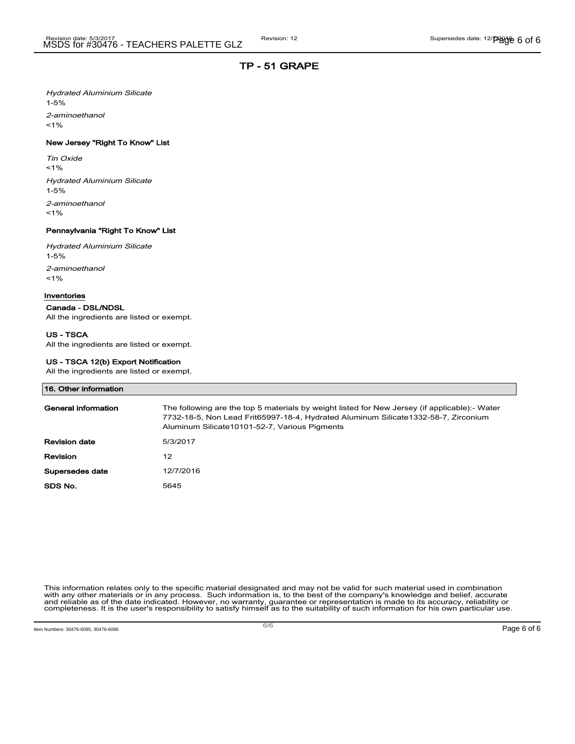# TP - 51 GRAPE

*Hydrated Aluminium Silicate*
1-5%

*2-aminoethanol*
<1%

**New Jersey "Right To Know" List**

*Tin Oxide*
<1%

*Hydrated Aluminium Silicate*
1-5%

*2-aminoethanol*
<1%

**Pennsylvania "Right To Know" List**

*Hydrated Aluminium Silicate*
1-5%

*2-aminoethanol*
<1%

**Inventories**

**Canada - DSL/NDSL**
All the ingredients are listed or exempt.

**US - TSCA**
All the ingredients are listed or exempt.

**US - TSCA 12(b) Export Notification**
All the ingredients are listed or exempt.

## 16. Other information

| | |
|---|---|
| **General information** | The following are the top 5 materials by weight listed for New Jersey (if applicable):- Water 7732-18-5, Non Lead Frit65997-18-4, Hydrated Aluminum Silicate1332-58-7, Zirconium Aluminum Silicate10101-52-7, Various Pigments |
| **Revision date** | 5/3/2017 |
| **Revision** | 12 |
| **Supersedes date** | 12/7/2016 |
| **SDS No.** | 5645 |

This information relates only to the specific material designated and may not be valid for such material used in combination with any other materials or in any process. Such information is, to the best of the company's knowledge and belief, accurate and reliable as of the date indicated. However, no warranty, guarantee or representation is made to its accuracy, reliability or completeness. It is the user's responsibility to satisfy himself as to the suitability of such information for his own particular use.

Item Numbers: 30476-6095, 30476-6096